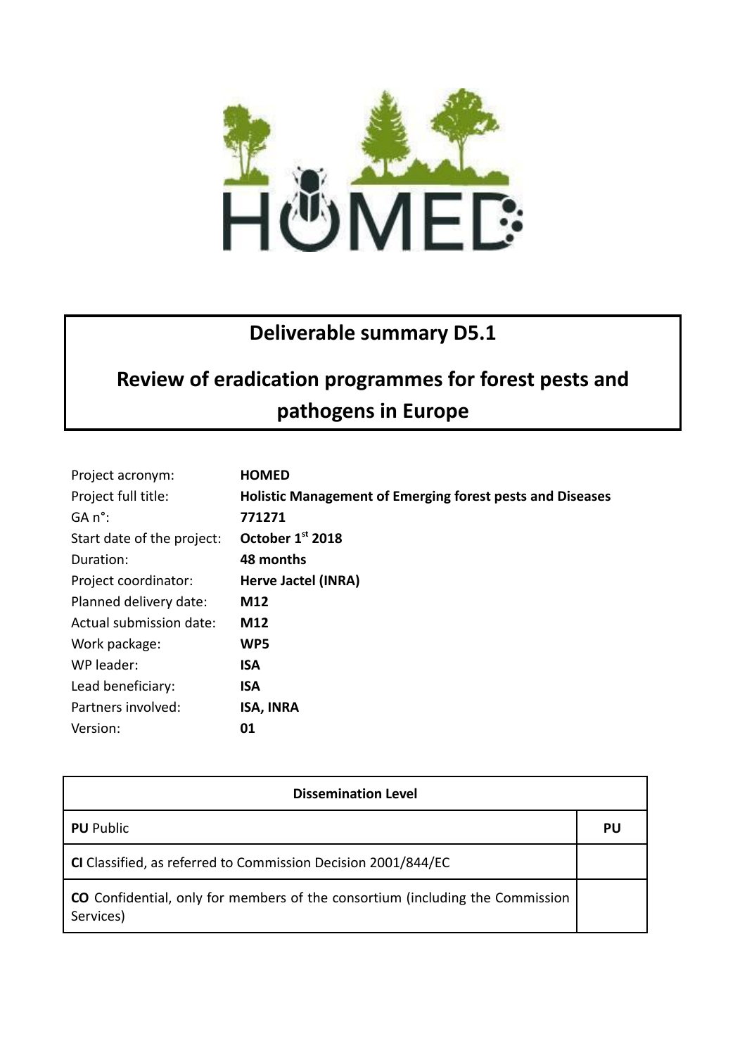# Deliverable summary D5.1

## Review of eradication programmes for forest pests and pathogens in Europe

| | |
|---|---|
| Project acronym: | **HOMED** |
| Project full title: | **Holistic Management of Emerging forest pests and Diseases** |
| GA n°: | **771271** |
| Start date of the project: | **October 1st 2018** |
| Duration: | **48 months** |
| Project coordinator: | **Herve Jactel (INRA)** |
| Planned delivery date: | **M12** |
| Actual submission date: | **M12** |
| Work package: | **WP5** |
| WP leader: | **ISA** |
| Lead beneficiary: | **ISA** |
| Partners involved: | **ISA, INRA** |
| Version: | **01** |

| Dissemination Level | |
|---|---|
| **PU** Public | **PU** |
| **CI** Classified, as referred to Commission Decision 2001/844/EC | |
| **CO** Confidential, only for members of the consortium (including the Commission Services) | |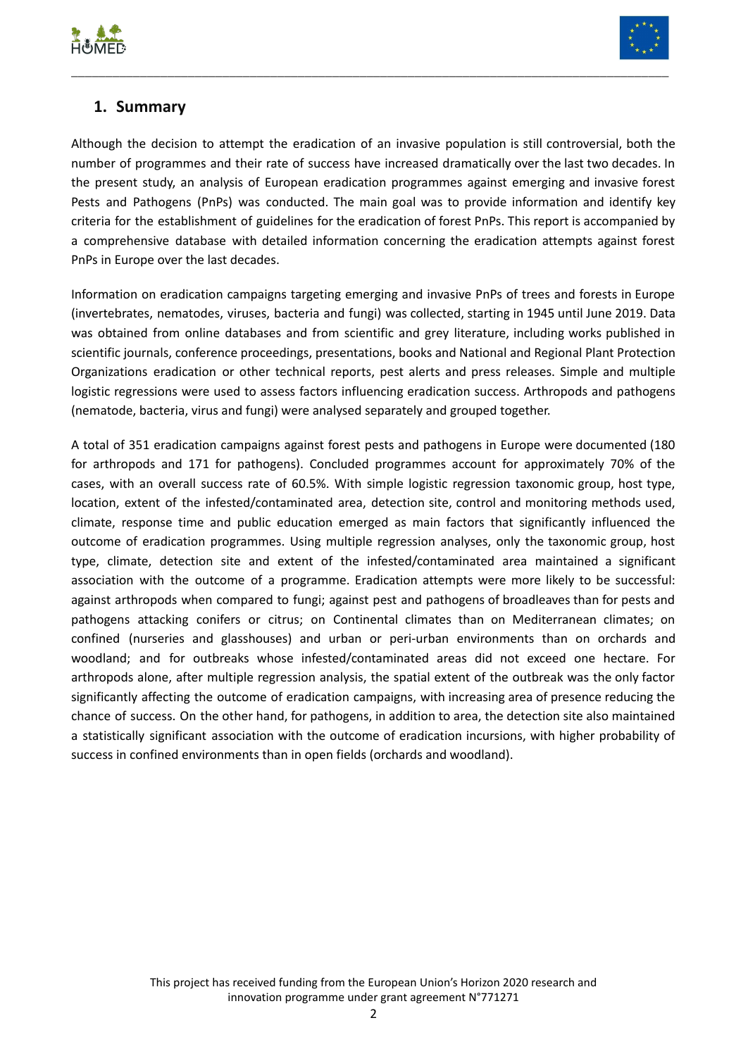## 1. Summary

Although the decision to attempt the eradication of an invasive population is still controversial, both the number of programmes and their rate of success have increased dramatically over the last two decades. In the present study, an analysis of European eradication programmes against emerging and invasive forest Pests and Pathogens (PnPs) was conducted. The main goal was to provide information and identify key criteria for the establishment of guidelines for the eradication of forest PnPs. This report is accompanied by a comprehensive database with detailed information concerning the eradication attempts against forest PnPs in Europe over the last decades.

Information on eradication campaigns targeting emerging and invasive PnPs of trees and forests in Europe (invertebrates, nematodes, viruses, bacteria and fungi) was collected, starting in 1945 until June 2019. Data was obtained from online databases and from scientific and grey literature, including works published in scientific journals, conference proceedings, presentations, books and National and Regional Plant Protection Organizations eradication or other technical reports, pest alerts and press releases. Simple and multiple logistic regressions were used to assess factors influencing eradication success. Arthropods and pathogens (nematode, bacteria, virus and fungi) were analysed separately and grouped together.

A total of 351 eradication campaigns against forest pests and pathogens in Europe were documented (180 for arthropods and 171 for pathogens). Concluded programmes account for approximately 70% of the cases, with an overall success rate of 60.5%. With simple logistic regression taxonomic group, host type, location, extent of the infested/contaminated area, detection site, control and monitoring methods used, climate, response time and public education emerged as main factors that significantly influenced the outcome of eradication programmes. Using multiple regression analyses, only the taxonomic group, host type, climate, detection site and extent of the infested/contaminated area maintained a significant association with the outcome of a programme. Eradication attempts were more likely to be successful: against arthropods when compared to fungi; against pest and pathogens of broadleaves than for pests and pathogens attacking conifers or citrus; on Continental climates than on Mediterranean climates; on confined (nurseries and glasshouses) and urban or peri-urban environments than on orchards and woodland; and for outbreaks whose infested/contaminated areas did not exceed one hectare. For arthropods alone, after multiple regression analysis, the spatial extent of the outbreak was the only factor significantly affecting the outcome of eradication campaigns, with increasing area of presence reducing the chance of success. On the other hand, for pathogens, in addition to area, the detection site also maintained a statistically significant association with the outcome of eradication incursions, with higher probability of success in confined environments than in open fields (orchards and woodland).